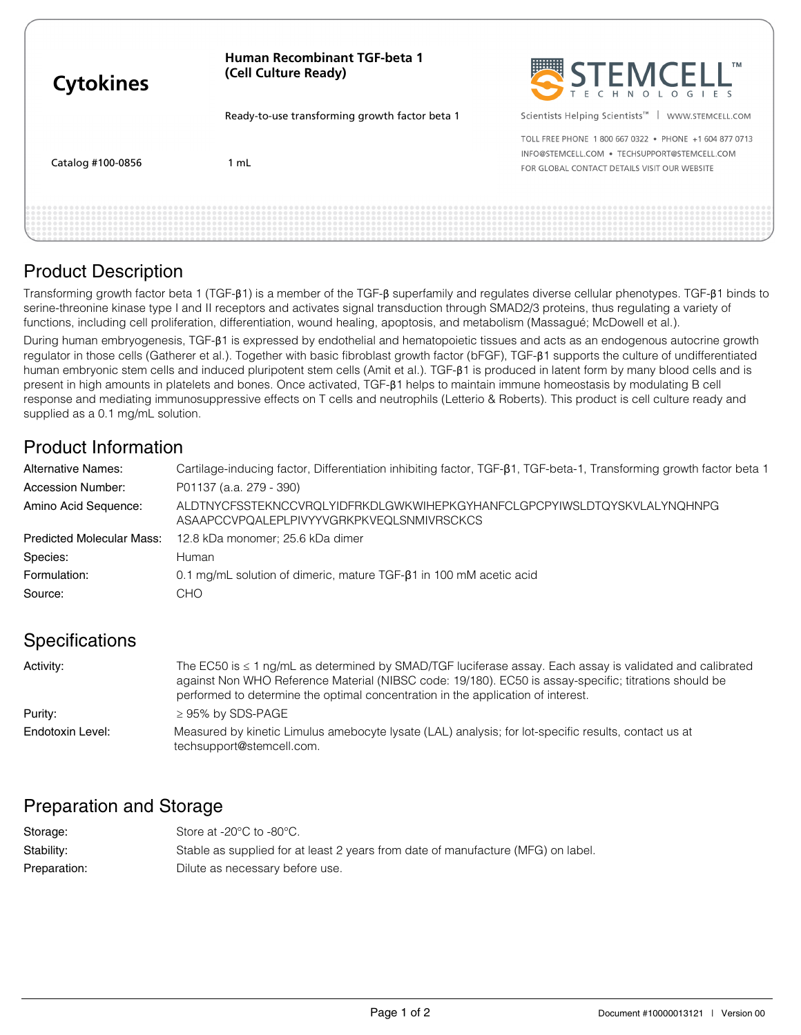# Cytokines

**Human Recombinant TGF-beta 1 (Cell Culture Ready)**

Ready-to-use transforming growth factor beta 1

Catalog #100-0856 1 mL

STEMCELL TECHNOLOGIES

Scientists Helping Scientists™ | WWW.STEMCELL.COM

TOLL FREE PHONE 1 800 667 0322 • PHONE +1 604 877 0713
INFO@STEMCELL.COM • TECHSUPPORT@STEMCELL.COM
FOR GLOBAL CONTACT DETAILS VISIT OUR WEBSITE

## Product Description

Transforming growth factor beta 1 (TGF-β1) is a member of the TGF-β superfamily and regulates diverse cellular phenotypes. TGF-β1 binds to serine-threonine kinase type I and II receptors and activates signal transduction through SMAD2/3 proteins, thus regulating a variety of functions, including cell proliferation, differentiation, wound healing, apoptosis, and metabolism (Massagué; McDowell et al.).

During human embryogenesis, TGF-β1 is expressed by endothelial and hematopoietic tissues and acts as an endogenous autocrine growth regulator in those cells (Gatherer et al.). Together with basic fibroblast growth factor (bFGF), TGF-β1 supports the culture of undifferentiated human embryonic stem cells and induced pluripotent stem cells (Amit et al.). TGF-β1 is produced in latent form by many blood cells and is present in high amounts in platelets and bones. Once activated, TGF-β1 helps to maintain immune homeostasis by modulating B cell response and mediating immunosuppressive effects on T cells and neutrophils (Letterio & Roberts). This product is cell culture ready and supplied as a 0.1 mg/mL solution.

## Product Information

| | |
|---|---|
| Alternative Names: | Cartilage-inducing factor, Differentiation inhibiting factor, TGF-β1, TGF-beta-1, Transforming growth factor beta 1 |
| Accession Number: | P01137 (a.a. 279 - 390) |
| Amino Acid Sequence: | ALDTNYCFSSTEKNCCVRQLYIDFRKDLGWKWIHEPKGYHANFCLGPCPYIWSLDTQYSKVLALYNQHNPG ASAAPCCVPQALEPLPIVYYVGRKPKVEQLSNMIVRSCKCS |
| Predicted Molecular Mass: | 12.8 kDa monomer; 25.6 kDa dimer |
| Species: | Human |
| Formulation: | 0.1 mg/mL solution of dimeric, mature TGF-β1 in 100 mM acetic acid |
| Source: | CHO |

## Specifications

| | |
|---|---|
| Activity: | The EC50 is ≤ 1 ng/mL as determined by SMAD/TGF luciferase assay. Each assay is validated and calibrated against Non WHO Reference Material (NIBSC code: 19/180). EC50 is assay-specific; titrations should be performed to determine the optimal concentration in the application of interest. |
| Purity: | ≥ 95% by SDS-PAGE |
| Endotoxin Level: | Measured by kinetic Limulus amebocyte lysate (LAL) analysis; for lot-specific results, contact us at techsupport@stemcell.com. |

## Preparation and Storage

| | |
|---|---|
| Storage: | Store at -20°C to -80°C. |
| Stability: | Stable as supplied for at least 2 years from date of manufacture (MFG) on label. |
| Preparation: | Dilute as necessary before use. |

Document #10000013121 | Version 00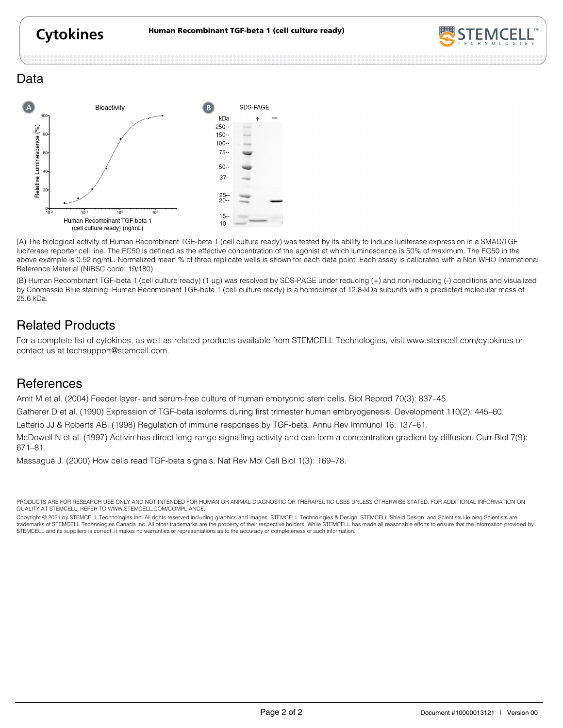## Data

A

Bioactivity

Relative Luminescence (%)

100

80

60

40

20

0

$10^{-2}$ $10^{-1}$ $10^{0}$ $10^{1}$

Human Recombinant TGF-beta 1 (cell culture ready) (ng/mL)

B

SDS-PAGE

kDa + −

250--
150--
100--
75--
50--
37--
25--
20--
15--
10--

(A) The biological activity of Human Recombinant TGF-beta 1 (cell culture ready) was tested by its ability to induce luciferase expression in a SMAD/TGF luciferase reporter cell line. The EC50 is defined as the effective concentration of the agonist at which luminescence is 50% of maximum. The EC50 in the above example is 0.52 ng/mL. Normalized mean % of three replicate wells is shown for each data point. Each assay is calibrated with a Non WHO International Reference Material (NIBSC code: 19/180).

(B) Human Recombinant TGF-beta 1 (cell culture ready) (1 µg) was resolved by SDS-PAGE under reducing (+) and non-reducing (-) conditions and visualized by Coomassie Blue staining. Human Recombinant TGF-beta 1 (cell culture ready) is a homodimer of 12.8-kDa subunits with a predicted molecular mass of 25.6 kDa.

## Related Products

For a complete list of cytokines, as well as related products available from STEMCELL Technologies, visit www.stemcell.com/cytokines or contact us at techsupport@stemcell.com.

## References

Amit M et al. (2004) Feeder layer- and serum-free culture of human embryonic stem cells. Biol Reprod 70(3): 837–45.

Gatherer D et al. (1990) Expression of TGF-beta isoforms during first trimester human embryogenesis. Development 110(2): 445–60.

Letterio JJ & Roberts AB. (1998) Regulation of immune responses by TGF-beta. Annu Rev Immunol 16: 137–61.

McDowell N et al. (1997) Activin has direct long-range signalling activity and can form a concentration gradient by diffusion. Curr Biol 7(9): 671–81.

Massagué J. (2000) How cells read TGF-beta signals. Nat Rev Mol Cell Biol 1(3): 169–78.

PRODUCTS ARE FOR RESEARCH USE ONLY AND NOT INTENDED FOR HUMAN OR ANIMAL DIAGNOSTIC OR THERAPEUTIC USES UNLESS OTHERWISE STATED. FOR ADDITIONAL INFORMATION ON QUALITY AT STEMCELL, REFER TO WWW.STEMCELL.COM/COMPLIANCE.

Copyright © 2021 by STEMCELL Technologies Inc. All rights reserved including graphics and images. STEMCELL Technologies & Design, STEMCELL Shield Design, and Scientists Helping Scientists are trademarks of STEMCELL Technologies Canada Inc. All other trademarks are the property of their respective holders. While STEMCELL has made all reasonable efforts to ensure that the information provided by STEMCELL and its suppliers is correct, it makes no warranties or representations as to the accuracy or completeness of such information.

Document #10000013121 | Version 00